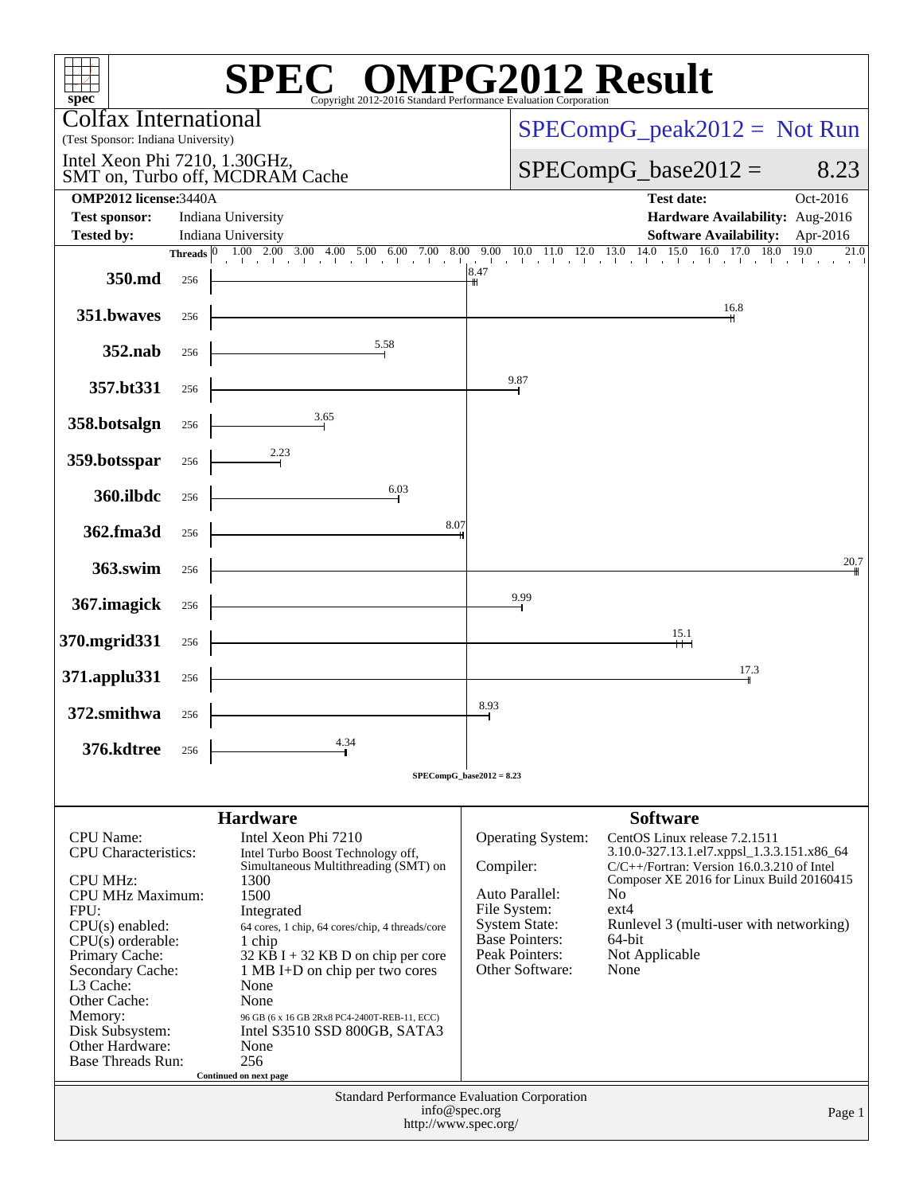# SPEC® OMPG2012 Result

Copyright 2012-2016 Standard Performance Evaluation Corporation

**Colfax International**
(Test Sponsor: Indiana University)

Intel Xeon Phi 7210, 1.30GHz,
SMT on, Turbo off, MCDRAM Cache

SPECompG_peak2012 = Not Run

SPECompG_base2012 = 8.23

| | | | |
|---|---|---|---|
| **OMP2012 license:** | 3440A | **Test date:** | Oct-2016 |
| **Test sponsor:** | Indiana University | **Hardware Availability:** | Aug-2016 |
| **Tested by:** | Indiana University | **Software Availability:** | Apr-2016 |

| Benchmark | Threads | Base Ratio |
|---|---|---|
| 350.md | 256 | 8.47 |
| 351.bwaves | 256 | 16.8 |
| 352.nab | 256 | 5.58 |
| 357.bt331 | 256 | 9.87 |
| 358.botsalgn | 256 | 3.65 |
| 359.botsspar | 256 | 2.23 |
| 360.ilbdc | 256 | 6.03 |
| 362.fma3d | 256 | 8.07 |
| 363.swim | 256 | 20.7 |
| 367.imagick | 256 | 9.99 |
| 370.mgrid331 | 256 | 15.1 |
| 371.applu331 | 256 | 17.3 |
| 372.smithwa | 256 | 8.93 |
| 376.kdtree | 256 | 4.34 |

SPECompG_base2012 = 8.23

## Hardware

| | |
|---|---|
| CPU Name: | Intel Xeon Phi 7210 |
| CPU Characteristics: | Intel Turbo Boost Technology off, Simultaneous Multithreading (SMT) on |
| CPU MHz: | 1300 |
| CPU MHz Maximum: | 1500 |
| FPU: | Integrated |
| CPU(s) enabled: | 64 cores, 1 chip, 64 cores/chip, 4 threads/core |
| CPU(s) orderable: | 1 chip |
| Primary Cache: | 32 KB I + 32 KB D on chip per core |
| Secondary Cache: | 1 MB I+D on chip per two cores |
| L3 Cache: | None |
| Other Cache: | None |
| Memory: | 96 GB (6 x 16 GB 2Rx8 PC4-2400T-REB-11, ECC) |
| Disk Subsystem: | Intel S3510 SSD 800GB, SATA3 |
| Other Hardware: | None |
| Base Threads Run: | 256 |

Continued on next page

## Software

| | |
|---|---|
| Operating System: | CentOS Linux release 7.2.1511 3.10.0-327.13.1.el7.xppsl_1.3.3.151.x86_64 |
| Compiler: | C/C++/Fortran: Version 16.0.3.210 of Intel Composer XE 2016 for Linux Build 20160415 |
| Auto Parallel: | No |
| File System: | ext4 |
| System State: | Runlevel 3 (multi-user with networking) |
| Base Pointers: | 64-bit |
| Peak Pointers: | Not Applicable |
| Other Software: | None |

Standard Performance Evaluation Corporation
info@spec.org
http://www.spec.org/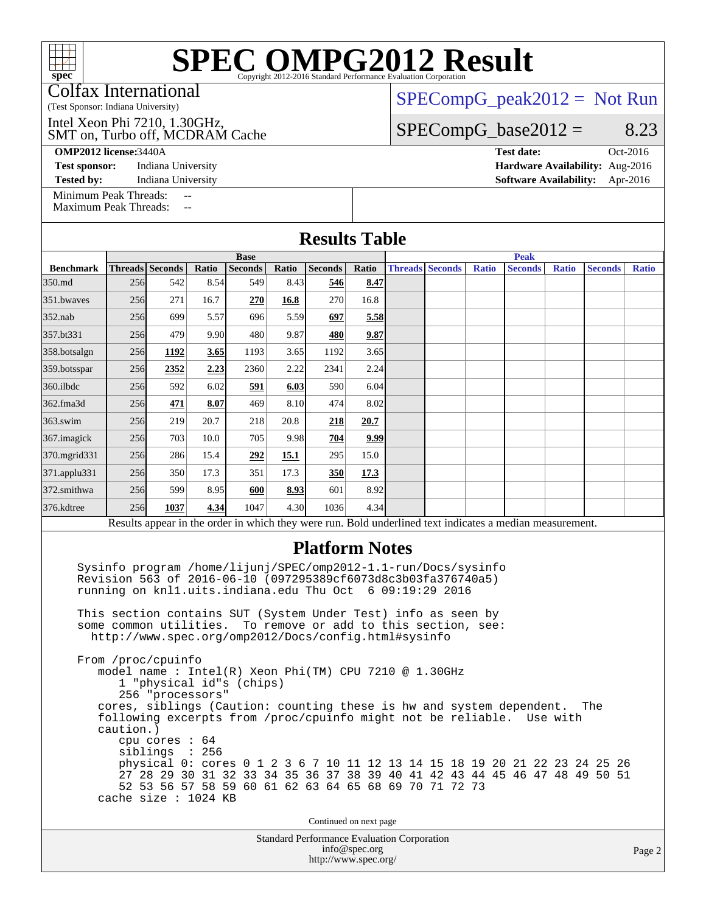# SPEC OMPG2012 Result

Copyright 2012-2016 Standard Performance Evaluation Corporation

Colfax International
(Test Sponsor: Indiana University)

Intel Xeon Phi 7210, 1.30GHz,
SMT on, Turbo off, MCDRAM Cache

SPECompG_peak2012 = Not Run

SPECompG_base2012 = 8.23

**OMP2012 license:** 3440A
**Test sponsor:** Indiana University
**Tested by:** Indiana University

**Test date:** Oct-2016
**Hardware Availability:** Aug-2016
**Software Availability:** Apr-2016

Minimum Peak Threads: --
Maximum Peak Threads: --

## Results Table

| | Base | | | | | | | Peak | | | | | | |
|---|---|---|---|---|---|---|---|---|---|---|---|---|---|---|
| **Benchmark** | **Threads** | **Seconds** | **Ratio** | **Seconds** | **Ratio** | **Seconds** | **Ratio** | **Threads** | **Seconds** | **Ratio** | **Seconds** | **Ratio** | **Seconds** | **Ratio** |
| 350.md | 256 | 542 | 8.54 | 549 | 8.43 | **546** | **8.47** | | | | | | | |
| 351.bwaves | 256 | 271 | 16.7 | **270** | **16.8** | 270 | 16.8 | | | | | | | |
| 352.nab | 256 | 699 | 5.57 | 696 | 5.59 | **697** | **5.58** | | | | | | | |
| 357.bt331 | 256 | 479 | 9.90 | 480 | 9.87 | **480** | **9.87** | | | | | | | |
| 358.botsalgn | 256 | **1192** | **3.65** | 1193 | 3.65 | 1192 | 3.65 | | | | | | | |
| 359.botsspar | 256 | **2352** | **2.23** | 2360 | 2.22 | 2341 | 2.24 | | | | | | | |
| 360.ilbdc | 256 | 592 | 6.02 | **591** | **6.03** | 590 | 6.04 | | | | | | | |
| 362.fma3d | 256 | **471** | **8.07** | 469 | 8.10 | 474 | 8.02 | | | | | | | |
| 363.swim | 256 | 219 | 20.7 | 218 | 20.8 | **218** | **20.7** | | | | | | | |
| 367.imagick | 256 | 703 | 10.0 | 705 | 9.98 | **704** | **9.99** | | | | | | | |
| 370.mgrid331 | 256 | 286 | 15.4 | **292** | **15.1** | 295 | 15.0 | | | | | | | |
| 371.applu331 | 256 | 350 | 17.3 | 351 | 17.3 | **350** | **17.3** | | | | | | | |
| 372.smithwa | 256 | 599 | 8.95 | **600** | **8.93** | 601 | 8.92 | | | | | | | |
| 376.kdtree | 256 | **1037** | **4.34** | 1047 | 4.30 | 1036 | 4.34 | | | | | | | |

Results appear in the order in which they were run. Bold underlined text indicates a median measurement.

## Platform Notes

```
Sysinfo program /home/lijunj/SPEC/omp2012-1.1-run/Docs/sysinfo
Revision 563 of 2016-06-10 (097295389cf6073d8c3b03fa376740a5)
running on knl1.uits.indiana.edu Thu Oct  6 09:19:29 2016

This section contains SUT (System Under Test) info as seen by
some common utilities.  To remove or add to this section, see:
  http://www.spec.org/omp2012/Docs/config.html#sysinfo

From /proc/cpuinfo
   model name : Intel(R) Xeon Phi(TM) CPU 7210 @ 1.30GHz
      1 "physical id"s (chips)
      256 "processors"
   cores, siblings (Caution: counting these is hw and system dependent.  The
   following excerpts from /proc/cpuinfo might not be reliable.  Use with
   caution.)
      cpu cores : 64
      siblings  : 256
      physical 0: cores 0 1 2 3 6 7 10 11 12 13 14 15 18 19 20 21 22 23 24 25 26
      27 28 29 30 31 32 33 34 35 36 37 38 39 40 41 42 43 44 45 46 47 48 49 50 51
      52 53 56 57 58 59 60 61 62 63 64 65 68 69 70 71 72 73
   cache size : 1024 KB
```

Continued on next page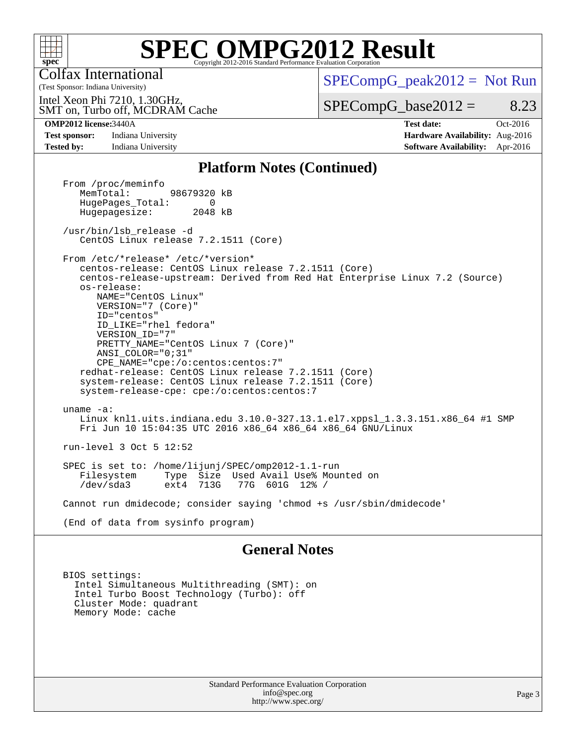# SPEC OMPG2012 Result

Copyright 2012-2016 Standard Performance Evaluation Corporation

Colfax International
(Test Sponsor: Indiana University)

Intel Xeon Phi 7210, 1.30GHz,
SMT on, Turbo off, MCDRAM Cache

SPECompG_peak2012 = Not Run

SPECompG_base2012 = 8.23

**OMP2012 license:** 3440A
**Test sponsor:** Indiana University
**Tested by:** Indiana University

**Test date:** Oct-2016
**Hardware Availability:** Aug-2016
**Software Availability:** Apr-2016

## Platform Notes (Continued)

```
From /proc/meminfo
   MemTotal:       98679320 kB
   HugePages_Total:       0
   Hugepagesize:       2048 kB

/usr/bin/lsb_release -d
   CentOS Linux release 7.2.1511 (Core)

From /etc/*release* /etc/*version*
   centos-release: CentOS Linux release 7.2.1511 (Core)
   centos-release-upstream: Derived from Red Hat Enterprise Linux 7.2 (Source)
   os-release:
      NAME="CentOS Linux"
      VERSION="7 (Core)"
      ID="centos"
      ID_LIKE="rhel fedora"
      VERSION_ID="7"
      PRETTY_NAME="CentOS Linux 7 (Core)"
      ANSI_COLOR="0;31"
      CPE_NAME="cpe:/o:centos:centos:7"
   redhat-release: CentOS Linux release 7.2.1511 (Core)
   system-release: CentOS Linux release 7.2.1511 (Core)
   system-release-cpe: cpe:/o:centos:centos:7

uname -a:
   Linux knl1.uits.indiana.edu 3.10.0-327.13.1.el7.xppsl_1.3.3.151.x86_64 #1 SMP
   Fri Jun 10 15:04:35 UTC 2016 x86_64 x86_64 x86_64 GNU/Linux

run-level 3 Oct 5 12:52

SPEC is set to: /home/lijunj/SPEC/omp2012-1.1-run
   Filesystem     Type  Size  Used Avail Use% Mounted on
   /dev/sda3      ext4  713G   77G  601G  12% /

Cannot run dmidecode; consider saying 'chmod +s /usr/sbin/dmidecode'

(End of data from sysinfo program)
```

## General Notes

```
BIOS settings:
  Intel Simultaneous Multithreading (SMT): on
  Intel Turbo Boost Technology (Turbo): off
  Cluster Mode: quadrant
  Memory Mode: cache
```

Standard Performance Evaluation Corporation
info@spec.org
http://www.spec.org/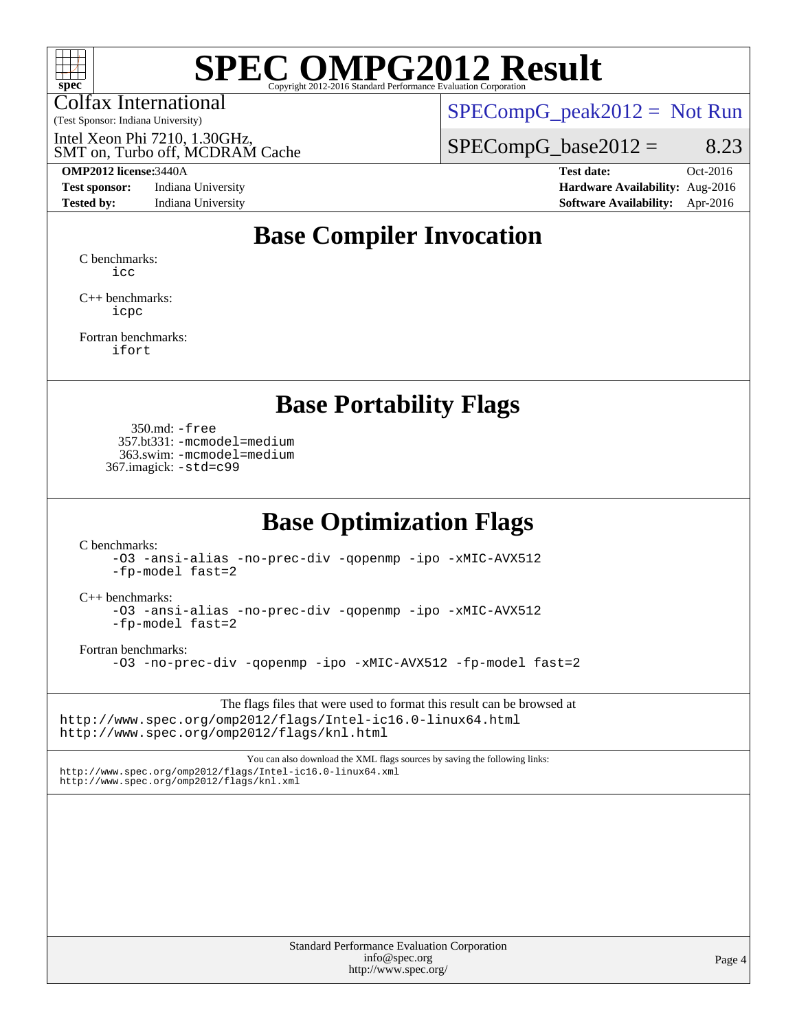# SPEC OMPG2012 Result

Copyright 2012-2016 Standard Performance Evaluation Corporation

Colfax International
(Test Sponsor: Indiana University)

Intel Xeon Phi 7210, 1.30GHz, SMT on, Turbo off, MCDRAM Cache

SPECompG_peak2012 = Not Run

SPECompG_base2012 = 8.23

| | | | |
|---|---|---|---|
| **OMP2012 license:** | 3440A | **Test date:** | Oct-2016 |
| **Test sponsor:** | Indiana University | **Hardware Availability:** | Aug-2016 |
| **Tested by:** | Indiana University | **Software Availability:** | Apr-2016 |

## Base Compiler Invocation

C benchmarks:
    icc

C++ benchmarks:
    icpc

Fortran benchmarks:
    ifort

## Base Portability Flags

350.md: -free
357.bt331: -mcmodel=medium
363.swim: -mcmodel=medium
367.imagick: -std=c99

## Base Optimization Flags

C benchmarks:
    -O3 -ansi-alias -no-prec-div -qopenmp -ipo -xMIC-AVX512 -fp-model fast=2

C++ benchmarks:
    -O3 -ansi-alias -no-prec-div -qopenmp -ipo -xMIC-AVX512 -fp-model fast=2

Fortran benchmarks:
    -O3 -no-prec-div -qopenmp -ipo -xMIC-AVX512 -fp-model fast=2

The flags files that were used to format this result can be browsed at
http://www.spec.org/omp2012/flags/Intel-ic16.0-linux64.html
http://www.spec.org/omp2012/flags/knl.html

You can also download the XML flags sources by saving the following links:
http://www.spec.org/omp2012/flags/Intel-ic16.0-linux64.xml
http://www.spec.org/omp2012/flags/knl.xml

Standard Performance Evaluation Corporation
info@spec.org
http://www.spec.org/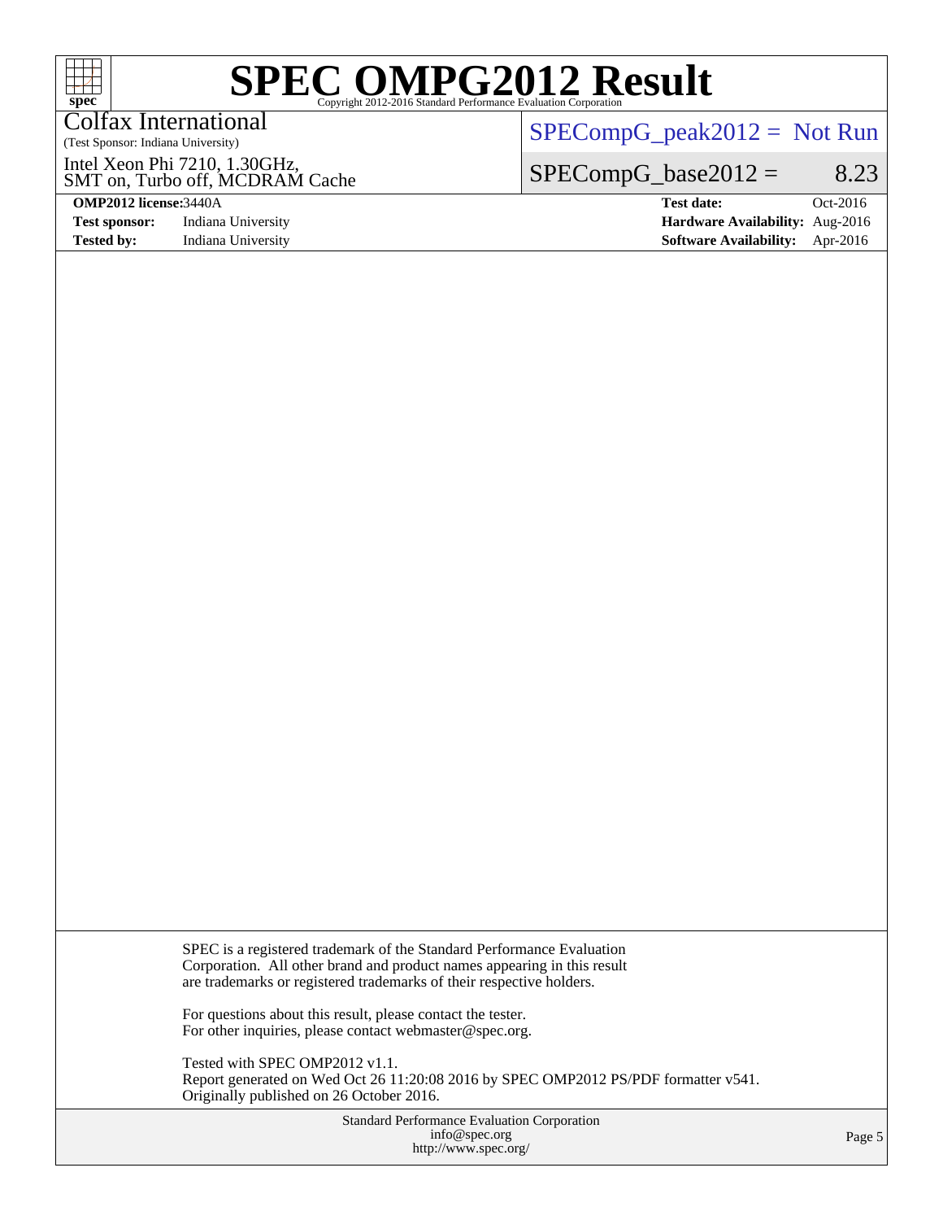# SPEC OMPG2012 Result

Copyright 2012-2016 Standard Performance Evaluation Corporation

Colfax International
(Test Sponsor: Indiana University)

Intel Xeon Phi 7210, 1.30GHz, SMT on, Turbo off, MCDRAM Cache

SPECompG_peak2012 = Not Run

SPECompG_base2012 = 8.23

**OMP2012 license:** 3440A
**Test sponsor:** Indiana University
**Tested by:** Indiana University

**Test date:** Oct-2016
**Hardware Availability:** Aug-2016
**Software Availability:** Apr-2016

SPEC is a registered trademark of the Standard Performance Evaluation Corporation. All other brand and product names appearing in this result are trademarks or registered trademarks of their respective holders.

For questions about this result, please contact the tester.
For other inquiries, please contact webmaster@spec.org.

Tested with SPEC OMP2012 v1.1.
Report generated on Wed Oct 26 11:20:08 2016 by SPEC OMP2012 PS/PDF formatter v541.
Originally published on 26 October 2016.

Standard Performance Evaluation Corporation
info@spec.org
http://www.spec.org/